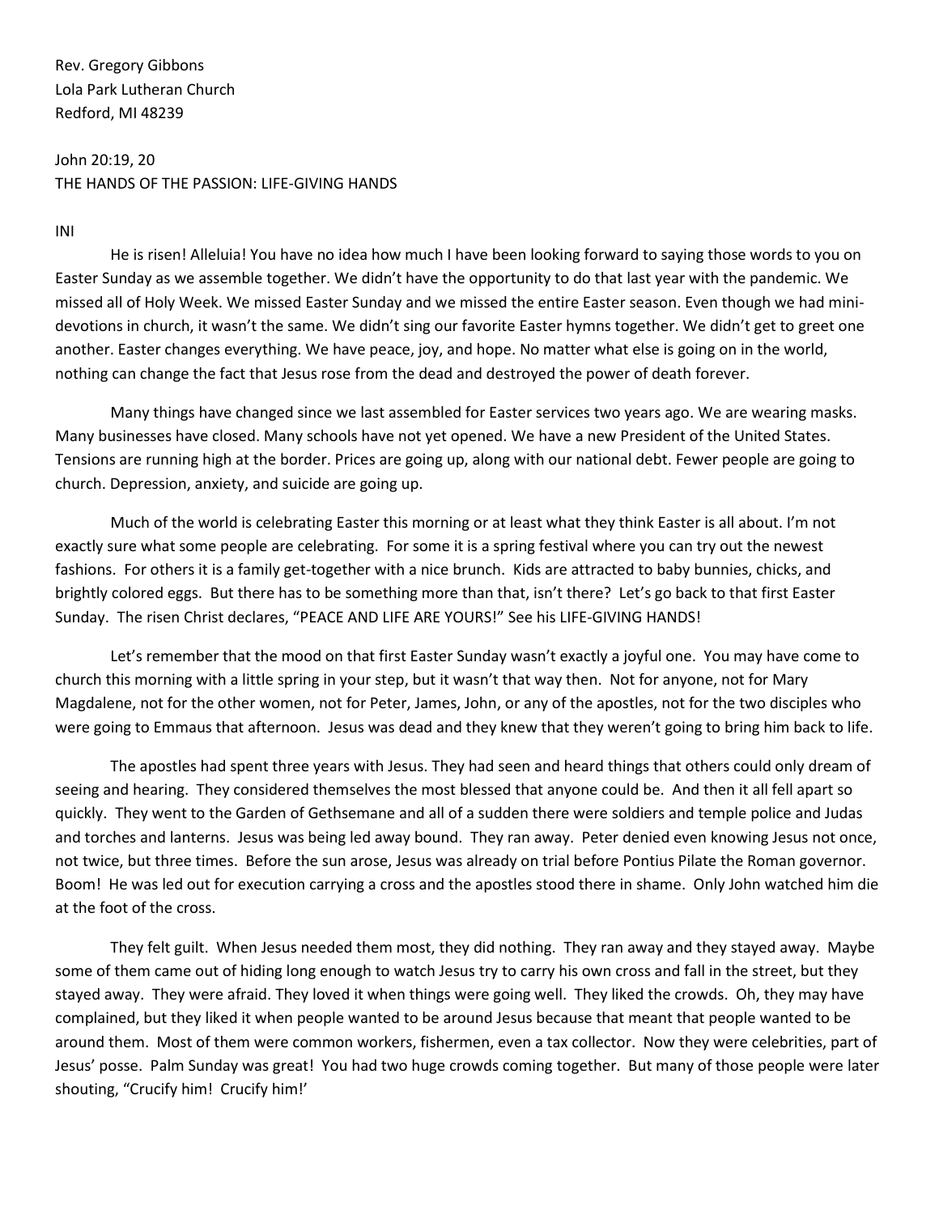Rev. Gregory Gibbons
Lola Park Lutheran Church
Redford, MI 48239

John 20:19, 20
THE HANDS OF THE PASSION: LIFE-GIVING HANDS

INI

He is risen! Alleluia! You have no idea how much I have been looking forward to saying those words to you on Easter Sunday as we assemble together. We didn't have the opportunity to do that last year with the pandemic. We missed all of Holy Week. We missed Easter Sunday and we missed the entire Easter season. Even though we had mini-devotions in church, it wasn't the same. We didn't sing our favorite Easter hymns together. We didn't get to greet one another. Easter changes everything. We have peace, joy, and hope. No matter what else is going on in the world, nothing can change the fact that Jesus rose from the dead and destroyed the power of death forever.

Many things have changed since we last assembled for Easter services two years ago. We are wearing masks. Many businesses have closed. Many schools have not yet opened. We have a new President of the United States. Tensions are running high at the border. Prices are going up, along with our national debt. Fewer people are going to church. Depression, anxiety, and suicide are going up.

Much of the world is celebrating Easter this morning or at least what they think Easter is all about. I'm not exactly sure what some people are celebrating. For some it is a spring festival where you can try out the newest fashions. For others it is a family get-together with a nice brunch. Kids are attracted to baby bunnies, chicks, and brightly colored eggs. But there has to be something more than that, isn't there? Let's go back to that first Easter Sunday. The risen Christ declares, "PEACE AND LIFE ARE YOURS!" See his LIFE-GIVING HANDS!

Let's remember that the mood on that first Easter Sunday wasn't exactly a joyful one. You may have come to church this morning with a little spring in your step, but it wasn't that way then. Not for anyone, not for Mary Magdalene, not for the other women, not for Peter, James, John, or any of the apostles, not for the two disciples who were going to Emmaus that afternoon. Jesus was dead and they knew that they weren't going to bring him back to life.

The apostles had spent three years with Jesus. They had seen and heard things that others could only dream of seeing and hearing. They considered themselves the most blessed that anyone could be. And then it all fell apart so quickly. They went to the Garden of Gethsemane and all of a sudden there were soldiers and temple police and Judas and torches and lanterns. Jesus was being led away bound. They ran away. Peter denied even knowing Jesus not once, not twice, but three times. Before the sun arose, Jesus was already on trial before Pontius Pilate the Roman governor. Boom! He was led out for execution carrying a cross and the apostles stood there in shame. Only John watched him die at the foot of the cross.

They felt guilt. When Jesus needed them most, they did nothing. They ran away and they stayed away. Maybe some of them came out of hiding long enough to watch Jesus try to carry his own cross and fall in the street, but they stayed away. They were afraid. They loved it when things were going well. They liked the crowds. Oh, they may have complained, but they liked it when people wanted to be around Jesus because that meant that people wanted to be around them. Most of them were common workers, fishermen, even a tax collector. Now they were celebrities, part of Jesus' posse. Palm Sunday was great! You had two huge crowds coming together. But many of those people were later shouting, "Crucify him! Crucify him!'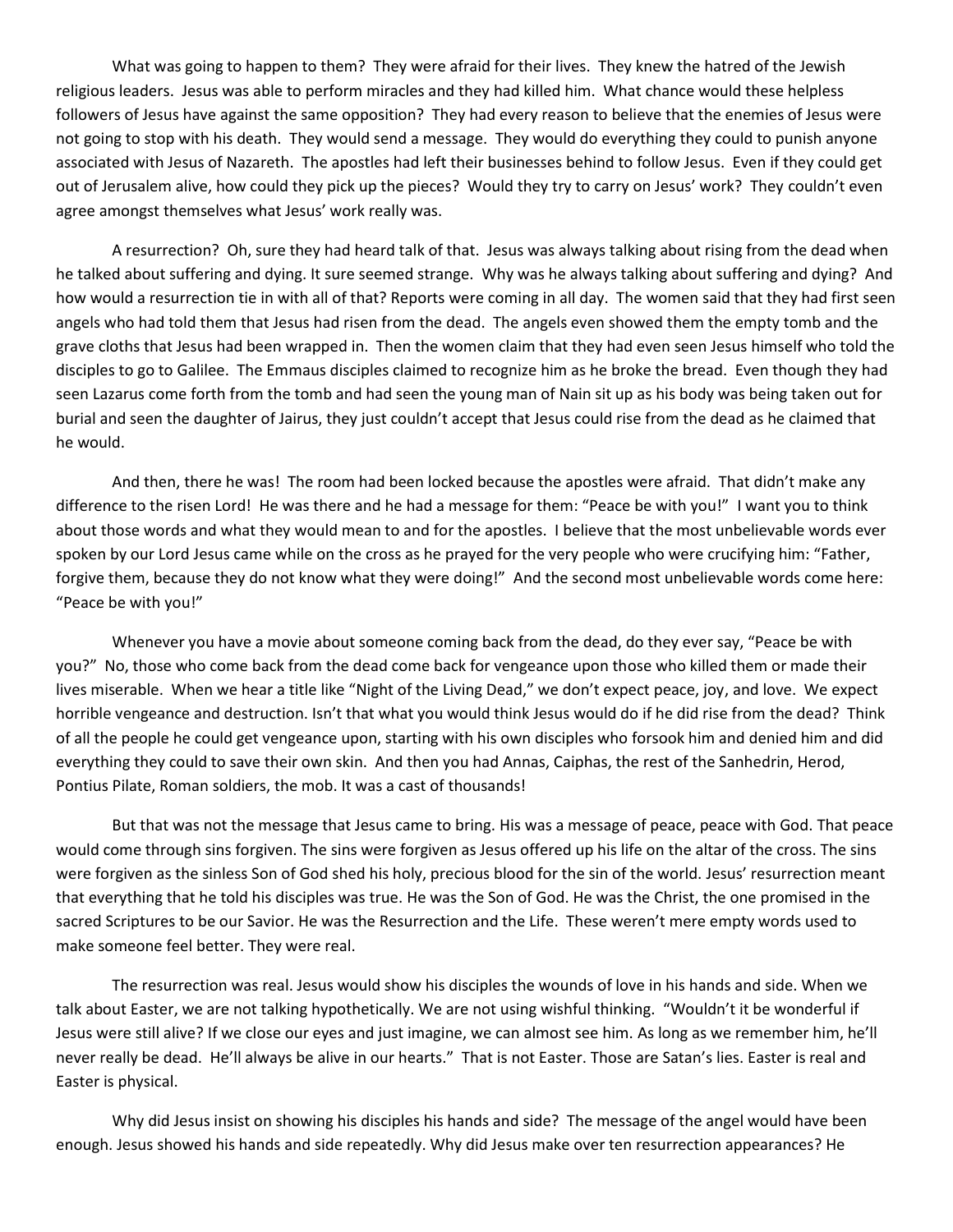What was going to happen to them? They were afraid for their lives. They knew the hatred of the Jewish religious leaders. Jesus was able to perform miracles and they had killed him. What chance would these helpless followers of Jesus have against the same opposition? They had every reason to believe that the enemies of Jesus were not going to stop with his death. They would send a message. They would do everything they could to punish anyone associated with Jesus of Nazareth. The apostles had left their businesses behind to follow Jesus. Even if they could get out of Jerusalem alive, how could they pick up the pieces? Would they try to carry on Jesus' work? They couldn't even agree amongst themselves what Jesus' work really was.

A resurrection? Oh, sure they had heard talk of that. Jesus was always talking about rising from the dead when he talked about suffering and dying. It sure seemed strange. Why was he always talking about suffering and dying? And how would a resurrection tie in with all of that? Reports were coming in all day. The women said that they had first seen angels who had told them that Jesus had risen from the dead. The angels even showed them the empty tomb and the grave cloths that Jesus had been wrapped in. Then the women claim that they had even seen Jesus himself who told the disciples to go to Galilee. The Emmaus disciples claimed to recognize him as he broke the bread. Even though they had seen Lazarus come forth from the tomb and had seen the young man of Nain sit up as his body was being taken out for burial and seen the daughter of Jairus, they just couldn't accept that Jesus could rise from the dead as he claimed that he would.

And then, there he was! The room had been locked because the apostles were afraid. That didn't make any difference to the risen Lord! He was there and he had a message for them: "Peace be with you!" I want you to think about those words and what they would mean to and for the apostles. I believe that the most unbelievable words ever spoken by our Lord Jesus came while on the cross as he prayed for the very people who were crucifying him: "Father, forgive them, because they do not know what they were doing!" And the second most unbelievable words come here: "Peace be with you!"

Whenever you have a movie about someone coming back from the dead, do they ever say, "Peace be with you?" No, those who come back from the dead come back for vengeance upon those who killed them or made their lives miserable. When we hear a title like "Night of the Living Dead," we don't expect peace, joy, and love. We expect horrible vengeance and destruction. Isn't that what you would think Jesus would do if he did rise from the dead? Think of all the people he could get vengeance upon, starting with his own disciples who forsook him and denied him and did everything they could to save their own skin. And then you had Annas, Caiphas, the rest of the Sanhedrin, Herod, Pontius Pilate, Roman soldiers, the mob. It was a cast of thousands!

But that was not the message that Jesus came to bring. His was a message of peace, peace with God. That peace would come through sins forgiven. The sins were forgiven as Jesus offered up his life on the altar of the cross. The sins were forgiven as the sinless Son of God shed his holy, precious blood for the sin of the world. Jesus' resurrection meant that everything that he told his disciples was true. He was the Son of God. He was the Christ, the one promised in the sacred Scriptures to be our Savior. He was the Resurrection and the Life. These weren't mere empty words used to make someone feel better. They were real.

The resurrection was real. Jesus would show his disciples the wounds of love in his hands and side. When we talk about Easter, we are not talking hypothetically. We are not using wishful thinking. "Wouldn't it be wonderful if Jesus were still alive? If we close our eyes and just imagine, we can almost see him. As long as we remember him, he'll never really be dead. He'll always be alive in our hearts." That is not Easter. Those are Satan's lies. Easter is real and Easter is physical.

Why did Jesus insist on showing his disciples his hands and side? The message of the angel would have been enough. Jesus showed his hands and side repeatedly. Why did Jesus make over ten resurrection appearances? He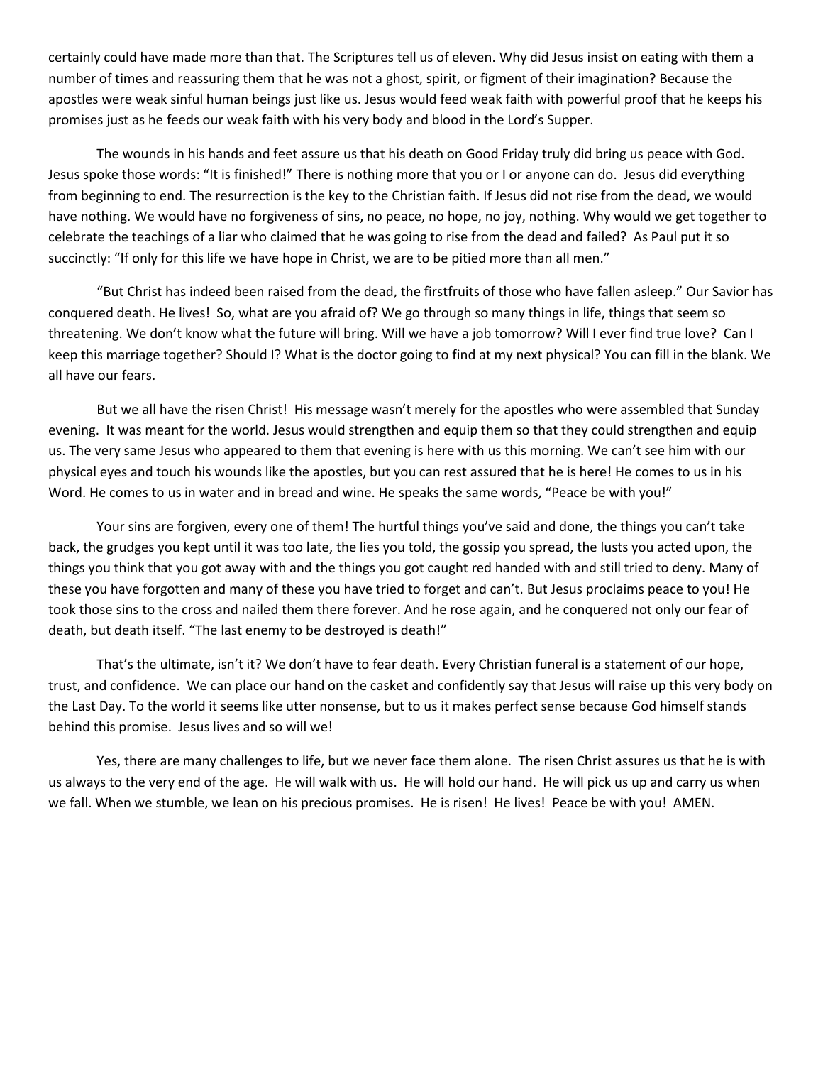certainly could have made more than that. The Scriptures tell us of eleven. Why did Jesus insist on eating with them a number of times and reassuring them that he was not a ghost, spirit, or figment of their imagination? Because the apostles were weak sinful human beings just like us. Jesus would feed weak faith with powerful proof that he keeps his promises just as he feeds our weak faith with his very body and blood in the Lord's Supper.

The wounds in his hands and feet assure us that his death on Good Friday truly did bring us peace with God. Jesus spoke those words: "It is finished!" There is nothing more that you or I or anyone can do. Jesus did everything from beginning to end. The resurrection is the key to the Christian faith. If Jesus did not rise from the dead, we would have nothing. We would have no forgiveness of sins, no peace, no hope, no joy, nothing. Why would we get together to celebrate the teachings of a liar who claimed that he was going to rise from the dead and failed? As Paul put it so succinctly: "If only for this life we have hope in Christ, we are to be pitied more than all men."

"But Christ has indeed been raised from the dead, the firstfruits of those who have fallen asleep." Our Savior has conquered death. He lives! So, what are you afraid of? We go through so many things in life, things that seem so threatening. We don't know what the future will bring. Will we have a job tomorrow? Will I ever find true love? Can I keep this marriage together? Should I? What is the doctor going to find at my next physical? You can fill in the blank. We all have our fears.

But we all have the risen Christ! His message wasn't merely for the apostles who were assembled that Sunday evening. It was meant for the world. Jesus would strengthen and equip them so that they could strengthen and equip us. The very same Jesus who appeared to them that evening is here with us this morning. We can't see him with our physical eyes and touch his wounds like the apostles, but you can rest assured that he is here! He comes to us in his Word. He comes to us in water and in bread and wine. He speaks the same words, "Peace be with you!"

Your sins are forgiven, every one of them! The hurtful things you've said and done, the things you can't take back, the grudges you kept until it was too late, the lies you told, the gossip you spread, the lusts you acted upon, the things you think that you got away with and the things you got caught red handed with and still tried to deny. Many of these you have forgotten and many of these you have tried to forget and can't. But Jesus proclaims peace to you! He took those sins to the cross and nailed them there forever. And he rose again, and he conquered not only our fear of death, but death itself. "The last enemy to be destroyed is death!"

That's the ultimate, isn't it? We don't have to fear death. Every Christian funeral is a statement of our hope, trust, and confidence. We can place our hand on the casket and confidently say that Jesus will raise up this very body on the Last Day. To the world it seems like utter nonsense, but to us it makes perfect sense because God himself stands behind this promise. Jesus lives and so will we!

Yes, there are many challenges to life, but we never face them alone. The risen Christ assures us that he is with us always to the very end of the age. He will walk with us. He will hold our hand. He will pick us up and carry us when we fall. When we stumble, we lean on his precious promises. He is risen! He lives! Peace be with you! AMEN.